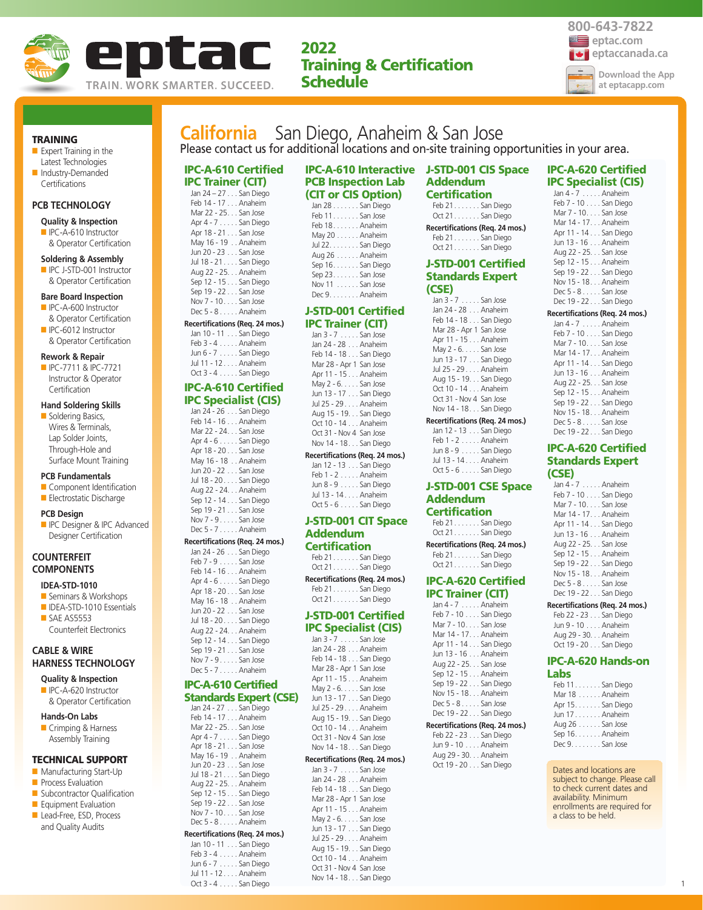eptac

TRAIN. WORK SMARTER. SUCCEED.

# 2022 Training & Certification Schedule

800-643-7822
eptac.com
eptaccanada.ca
Download the App at eptacapp.com

## TRAINING

- Expert Training in the Latest Technologies
- Industry-Demanded Certifications

### PCB TECHNOLOGY

**Quality & Inspection**
- IPC-A-610 Instructor & Operator Certification

**Soldering & Assembly**
- IPC J-STD-001 Instructor & Operator Certification

**Bare Board Inspection**
- IPC-A-600 Instructor & Operator Certification
- IPC-6012 Instructor & Operator Certification

**Rework & Repair**
- IPC-7711 & IPC-7721 Instructor & Operator Certification

**Hand Soldering Skills**
- Soldering Basics, Wires & Terminals, Lap Solder Joints, Through-Hole and Surface Mount Training

**PCB Fundamentals**
- Component Identification
- Electrostatic Discharge

**PCB Design**
- IPC Designer & IPC Advanced Designer Certification

### COUNTERFEIT COMPONENTS

**IDEA-STD-1010**
- Seminars & Workshops
- IDEA-STD-1010 Essentials
- SAE AS5553 Counterfeit Electronics

### CABLE & WIRE HARNESS TECHNOLOGY

**Quality & Inspection**
- IPC-A-620 Instructor & Operator Certification

**Hands-On Labs**
- Crimping & Harness Assembly Training

### TECHNICAL SUPPORT

- Manufacturing Start-Up
- Process Evaluation
- Subcontractor Qualification
- Equipment Evaluation
- Lead-Free, ESD, Process and Quality Audits

# California San Diego, Anaheim & San Jose

Please contact us for additional locations and on-site training opportunities in your area.

### IPC-A-610 Certified IPC Trainer (CIT)

Jan 24 – 27 . . . San Diego
Feb 14 - 17 . . . Anaheim
Mar 22 - 25 . . . San Jose
Apr 4 - 7 . . . . . San Diego
Apr 18 - 21 . . . San Jose
May 16 - 19 . . Anaheim
Jun 20 - 23 . . . San Jose
Jul 18 - 21 . . . . San Diego
Aug 22 - 25. . . Anaheim
Sep 12 - 15 . . . San Diego
Sep 19 - 22 . . . San Jose
Nov 7 - 10. . . . San Jose
Dec 5 - 8 . . . . . Anaheim

**Recertifications (Req. 24 mos.)**
Jan 10 - 11 . . . San Diego
Feb 3 - 4 . . . . . Anaheim
Jun 6 - 7 . . . . . San Diego
Jul 11 - 12. . . . Anaheim
Oct 3 - 4 . . . . . San Diego

### IPC-A-610 Certified IPC Specialist (CIS)

Jan 24 - 26 . . . San Diego
Feb 14 - 16 . . . Anaheim
Mar 22 - 24. . . San Jose
Apr 4 - 6 . . . . . San Diego
Apr 18 - 20 . . . San Jose
May 16 - 18 . . Anaheim
Jun 20 - 22 . . . San Jose
Jul 18 - 20. . . . San Diego
Aug 22 - 24. . . Anaheim
Sep 12 - 14 . . . San Diego
Sep 19 - 21 . . . San Jose
Nov 7 - 9 . . . . . San Jose
Dec 5 - 7 . . . . . Anaheim

**Recertifications (Req. 24 mos.)**
Jan 24 - 26 . . . San Diego
Feb 7 - 9 . . . . . San Jose
Feb 14 - 16 . . . Anaheim
Apr 4 - 6 . . . . . San Diego
Apr 18 - 20 . . . San Jose
May 16 - 18 . . Anaheim
Jun 20 - 22 . . . San Jose
Jul 18 - 20. . . . San Diego
Aug 22 - 24. . . Anaheim
Sep 12 - 14 . . . San Diego
Sep 19 - 21 . . . San Jose
Nov 7 - 9 . . . . . San Jose
Dec 5 - 7 . . . . . Anaheim

### IPC-A-610 Certified Standards Expert (CSE)

Jan 24 - 27 . . . San Diego
Feb 14 - 17 . . . Anaheim
Mar 22 - 25. . . San Jose
Apr 4 - 7 . . . . . San Diego
Apr 18 - 21 . . . San Jose
May 16 - 19 . . Anaheim
Jun 20 - 23 . . . San Jose
Jul 18 - 21 . . . . San Diego
Aug 22 - 25. . . Anaheim
Sep 12 - 15 . . . San Diego
Sep 19 - 22 . . . San Jose
Nov 7 - 10. . . . San Jose
Dec 5 - 8 . . . . . Anaheim

**Recertifications (Req. 24 mos.)**
Jan 10 - 11 . . . San Diego
Feb 3 - 4 . . . . . Anaheim
Jun 6 - 7 . . . . . San Diego
Jul 11 - 12. . . . Anaheim
Oct 3 - 4 . . . . . San Diego

### IPC-A-610 Interactive PCB Inspection Lab (CIT or CIS Option)

Jan 28 . . . . . . . San Diego
Feb 11. . . . . . . San Jose
Feb 18. . . . . . . Anaheim
May 20 . . . . . . Anaheim
Jul 22. . . . . . . . San Diego
Aug 26 . . . . . . Anaheim
Sep 16. . . . . . . San Diego
Sep 23. . . . . . . San Jose
Nov 11 . . . . . . San Jose
Dec 9. . . . . . . . Anaheim

### J-STD-001 Certified IPC Trainer (CIT)

Jan 3 - 7 . . . . . San Jose
Jan 24 - 28 . . . Anaheim
Feb 14 - 18 . . . San Diego
Mar 28 - Apr 1 San Jose
Apr 11 - 15 . . . Anaheim
May 2 - 6. . . . . San Jose
Jun 13 - 17 . . . San Diego
Jul 25 - 29. . . . Anaheim
Aug 15 - 19. . . San Diego
Oct 10 - 14 . . . Anaheim
Oct 31 - Nov 4 San Jose
Nov 14 - 18. . . San Diego

**Recertifications (Req. 24 mos.)**
Jan 12 - 13 . . . San Diego
Feb 1 - 2 . . . . . Anaheim
Jun 8 - 9 . . . . . San Diego
Jul 13 - 14. . . . Anaheim
Oct 5 - 6 . . . . . San Diego

### J-STD-001 CIT Space Addendum Certification

Feb 21 . . . . . . . San Diego
Oct 21 . . . . . . . San Diego

**Recertifications (Req. 24 mos.)**
Feb 21 . . . . . . . San Diego
Oct 21 . . . . . . . San Diego

### J-STD-001 Certified IPC Specialist (CIS)

Jan 3 - 7 . . . . . San Jose
Jan 24 - 28 . . . Anaheim
Feb 14 - 18 . . . San Diego
Mar 28 - Apr 1 San Jose
Apr 11 - 15 . . . Anaheim
May 2 - 6. . . . . San Jose
Jun 13 - 17 . . . San Diego
Jul 25 - 29. . . . Anaheim
Aug 15 - 19. . . San Diego
Oct 10 - 14 . . . Anaheim
Oct 31 - Nov 4 San Jose
Nov 14 - 18. . . San Diego

**Recertifications (Req. 24 mos.)**
Jan 3 - 7 . . . . . San Jose
Jan 24 - 28 . . . Anaheim
Feb 14 - 18 . . . San Diego
Mar 28 - Apr 1 San Jose
Apr 11 - 15 . . . Anaheim
May 2 - 6. . . . . San Jose
Jun 13 - 17 . . . San Diego
Jul 25 - 29. . . . Anaheim
Aug 15 - 19. . . San Diego
Oct 10 - 14 . . . Anaheim
Oct 31 - Nov 4 San Jose
Nov 14 - 18. . . San Diego

### J-STD-001 CIS Space Addendum Certification

Feb 21 . . . . . . . San Diego
Oct 21 . . . . . . . San Diego

**Recertifications (Req. 24 mos.)**
Feb 21 . . . . . . . San Diego
Oct 21 . . . . . . . San Diego

### J-STD-001 Certified Standards Expert (CSE)

Jan 3 - 7 . . . . . San Jose
Jan 24 - 28 . . . Anaheim
Feb 14 - 18 . . . San Diego
Mar 28 - Apr 1 San Jose
Apr 11 - 15 . . . Anaheim
May 2 - 6. . . . . San Jose
Jun 13 - 17 . . . San Diego
Jul 25 - 29 . . . . Anaheim
Aug 15 - 19. . . San Diego
Oct 10 - 14 . . . Anaheim
Oct 31 - Nov 4 San Jose
Nov 14 - 18. . . San Diego

**Recertifications (Req. 24 mos.)**
Jan 12 - 13 . . . San Diego
Feb 1 - 2 . . . . . Anaheim
Jun 8 - 9 . . . . . San Diego
Jul 13 - 14. . . . Anaheim
Oct 5 - 6 . . . . . San Diego

### J-STD-001 CSE Space Addendum Certification

Feb 21 . . . . . . . San Diego
Oct 21 . . . . . . . San Diego

**Recertifications (Req. 24 mos.)**
Feb 21 . . . . . . . San Diego
Oct 21 . . . . . . . San Diego

### IPC-A-620 Certified IPC Trainer (CIT)

Jan 4 - 7 . . . . . Anaheim
Feb 7 - 10 . . . . San Diego
Mar 7 - 10. . . . San Jose
Mar 14 - 17. . . Anaheim
Apr 11 - 14 . . . San Diego
Jun 13 - 16 . . . Anaheim
Aug 22 - 25. . . San Jose
Sep 12 - 15 . . . Anaheim
Sep 19 - 22 . . . San Diego
Nov 15 - 18. . . Anaheim
Dec 5 - 8 . . . . . San Jose
Dec 19 - 22 . . . San Diego

**Recertifications (Req. 24 mos.)**
Feb 22 - 23 . . . San Diego
Jun 9 - 10 . . . . Anaheim
Aug 29 - 30. . . Anaheim
Oct 19 - 20 . . . San Diego

### IPC-A-620 Certified IPC Specialist (CIS)

Jan 4 - 7 . . . . . Anaheim
Feb 7 - 10 . . . . San Diego
Mar 7 - 10. . . . San Jose
Mar 14 - 17. . . Anaheim
Apr 11 - 14 . . . San Diego
Jun 13 - 16 . . . Anaheim
Aug 22 - 25. . . San Jose
Sep 12 - 15 . . . Anaheim
Sep 19 - 22 . . . San Diego
Nov 15 - 18. . . Anaheim
Dec 5 - 8 . . . . . San Jose
Dec 19 - 22 . . . San Diego

**Recertifications (Req. 24 mos.)**
Jan 4 - 7 . . . . . Anaheim
Feb 7 - 10 . . . . San Diego
Mar 7 - 10. . . . San Jose
Mar 14 - 17. . . Anaheim
Apr 11 - 14 . . . San Diego
Jun 13 - 16 . . . Anaheim
Aug 22 - 25. . . San Jose
Sep 12 - 15 . . . Anaheim
Sep 19 - 22 . . . San Diego
Nov 15 - 18. . . Anaheim
Dec 5 - 8 . . . . . San Jose
Dec 19 - 22 . . . San Diego

### IPC-A-620 Certified Standards Expert (CSE)

Jan 4 - 7 . . . . . Anaheim
Feb 7 - 10 . . . . San Diego
Mar 7 - 10. . . . San Jose
Mar 14 - 17. . . Anaheim
Apr 11 - 14 . . . San Diego
Jun 13 - 16 . . . Anaheim
Aug 22 - 25. . . San Jose
Sep 12 - 15 . . . Anaheim
Sep 19 - 22 . . . San Diego
Nov 15 - 18. . . Anaheim
Dec 5 - 8 . . . . . San Jose
Dec 19 - 22 . . . San Diego

**Recertifications (Req. 24 mos.)**
Feb 22 - 23 . . . San Diego
Jun 9 - 10 . . . . Anaheim
Aug 29 - 30. . . Anaheim
Oct 19 - 20 . . . San Diego

### IPC-A-620 Hands-on Labs

Feb 11. . . . . . . San Diego
Mar 18 . . . . . . Anaheim
Apr 15. . . . . . . San Diego
Jun 17 . . . . . . . Anaheim
Aug 26 . . . . . . San Jose
Sep 16. . . . . . . Anaheim
Dec 9. . . . . . . . San Jose

Dates and locations are subject to change. Please call to check current dates and availability. Minimum enrollments are required for a class to be held.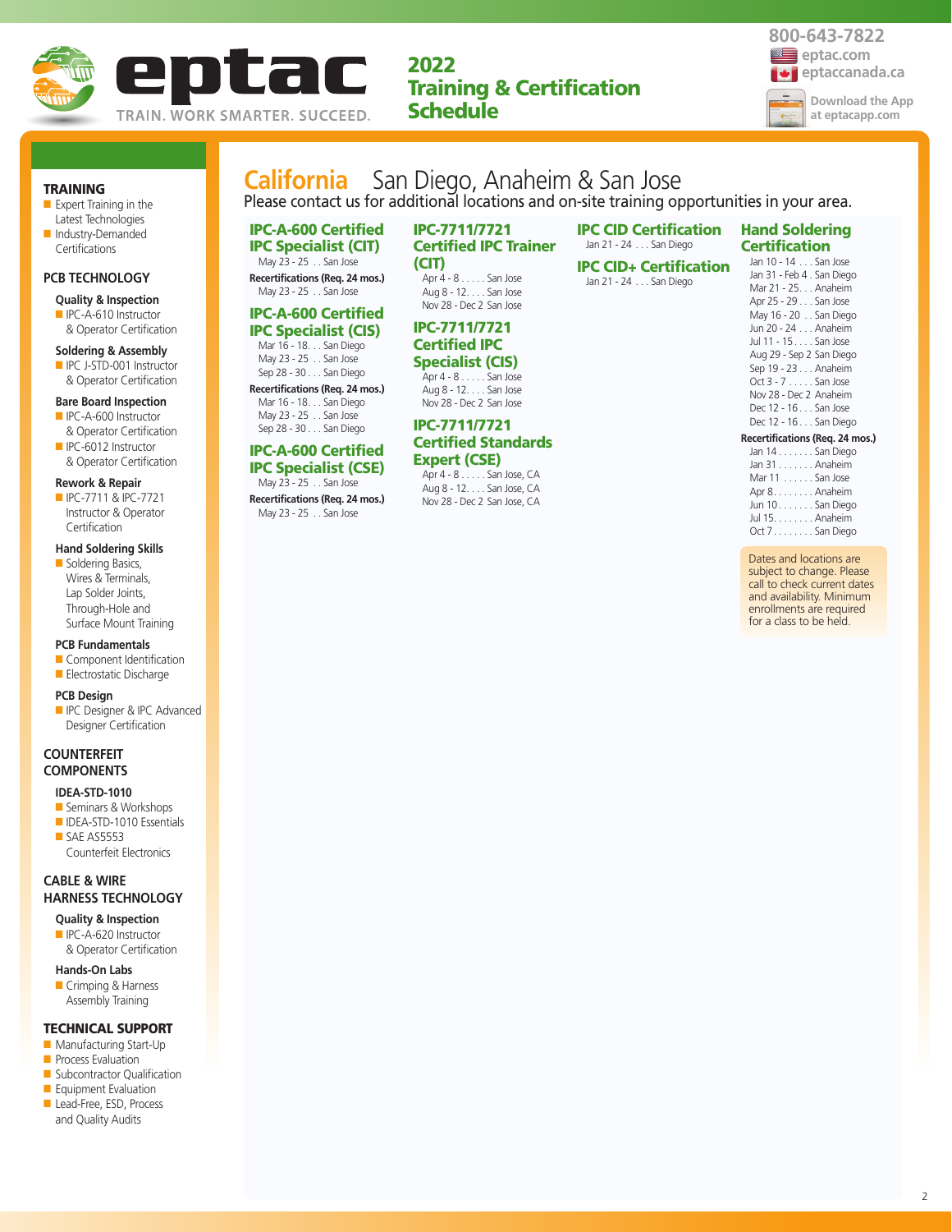eptac

TRAIN. WORK SMARTER. SUCCEED.

# 2022 Training & Certification Schedule

800-643-7822
eptac.com
eptaccanada.ca
Download the App at eptacapp.com

## TRAINING

- Expert Training in the Latest Technologies
- Industry-Demanded Certifications

## PCB TECHNOLOGY

**Quality & Inspection**
- IPC-A-610 Instructor & Operator Certification

**Soldering & Assembly**
- IPC J-STD-001 Instructor & Operator Certification

**Bare Board Inspection**
- IPC-A-600 Instructor & Operator Certification
- IPC-6012 Instructor & Operator Certification

**Rework & Repair**
- IPC-7711 & IPC-7721 Instructor & Operator Certification

**Hand Soldering Skills**
- Soldering Basics, Wires & Terminals, Lap Solder Joints, Through-Hole and Surface Mount Training

**PCB Fundamentals**
- Component Identification
- Electrostatic Discharge

**PCB Design**
- IPC Designer & IPC Advanced Designer Certification

## COUNTERFEIT COMPONENTS

**IDEA-STD-1010**
- Seminars & Workshops
- IDEA-STD-1010 Essentials
- SAE AS5553 Counterfeit Electronics

## CABLE & WIRE HARNESS TECHNOLOGY

**Quality & Inspection**
- IPC-A-620 Instructor & Operator Certification

**Hands-On Labs**
- Crimping & Harness Assembly Training

## TECHNICAL SUPPORT

- Manufacturing Start-Up
- Process Evaluation
- Subcontractor Qualification
- Equipment Evaluation
- Lead-Free, ESD, Process and Quality Audits

# California San Diego, Anaheim & San Jose

Please contact us for additional locations and on-site training opportunities in your area.

### IPC-A-600 Certified IPC Specialist (CIT)

May 23 - 25 . . San Jose

**Recertifications (Req. 24 mos.)**

May 23 - 25 . . San Jose

### IPC-A-600 Certified IPC Specialist (CIS)

Mar 16 - 18. . . San Diego
May 23 - 25 . . San Jose
Sep 28 - 30 . . . San Diego

**Recertifications (Req. 24 mos.)**

Mar 16 - 18. . . San Diego
May 23 - 25 . . San Jose
Sep 28 - 30 . . . San Diego

### IPC-A-600 Certified IPC Specialist (CSE)

May 23 - 25 . . San Jose

**Recertifications (Req. 24 mos.)**

May 23 - 25 . . San Jose

### IPC-7711/7721 Certified IPC Trainer (CIT)

Apr 4 - 8 . . . . . San Jose
Aug 8 - 12. . . . San Jose
Nov 28 - Dec 2 San Jose

### IPC-7711/7721 Certified IPC Specialist (CIS)

Apr 4 - 8 . . . . . San Jose
Aug 8 - 12. . . . San Jose
Nov 28 - Dec 2 San Jose

### IPC-7711/7721 Certified Standards Expert (CSE)

Apr 4 - 8 . . . . . San Jose, CA
Aug 8 - 12. . . . San Jose, CA
Nov 28 - Dec 2 San Jose, CA

### IPC CID Certification

Jan 21 - 24 . . . San Diego

### IPC CID+ Certification

Jan 21 - 24 . . . San Diego

### Hand Soldering Certification

Jan 10 - 14 . . . San Jose
Jan 31 - Feb 4 . San Diego
Mar 21 - 25. . . Anaheim
Apr 25 - 29 . . . San Jose
May 16 - 20 . . San Diego
Jun 20 - 24 . . . Anaheim
Jul 11 - 15 . . . . San Jose
Aug 29 - Sep 2 San Diego
Sep 19 - 23 . . . Anaheim
Oct 3 - 7 . . . . . San Jose
Nov 28 - Dec 2 Anaheim
Dec 12 - 16 . . . San Jose
Dec 12 - 16 . . . San Diego

**Recertifications (Req. 24 mos.)**

Jan 14 . . . . . . . San Diego
Jan 31 . . . . . . . Anaheim
Mar 11 . . . . . . San Jose
Apr 8. . . . . . . . Anaheim
Jun 10 . . . . . . . San Diego
Jul 15. . . . . . . . Anaheim
Oct 7 . . . . . . . . San Diego

Dates and locations are subject to change. Please call to check current dates and availability. Minimum enrollments are required for a class to be held.